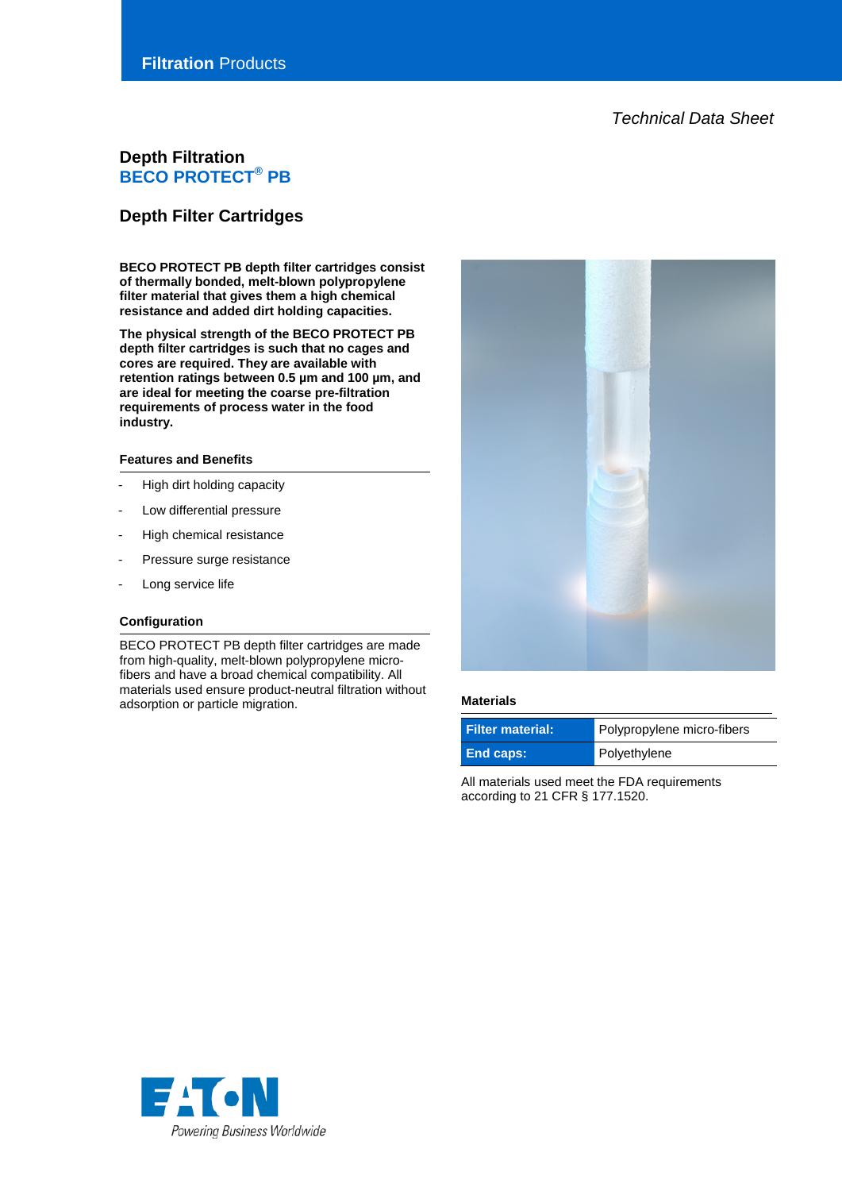Filtration Products

*Technical Data Sheet*

# Depth Filtration
# BECO PROTECT® PB

## Depth Filter Cartridges

**BECO PROTECT PB depth filter cartridges consist of thermally bonded, melt-blown polypropylene filter material that gives them a high chemical resistance and added dirt holding capacities.**

**The physical strength of the BECO PROTECT PB depth filter cartridges is such that no cages and cores are required. They are available with retention ratings between 0.5 µm and 100 µm, and are ideal for meeting the coarse pre-filtration requirements of process water in the food industry.**

### Features and Benefits

- High dirt holding capacity
- Low differential pressure
- High chemical resistance
- Pressure surge resistance
- Long service life

### Configuration

BECO PROTECT PB depth filter cartridges are made from high-quality, melt-blown polypropylene micro-fibers and have a broad chemical compatibility. All materials used ensure product-neutral filtration without adsorption or particle migration.

### Materials

| | |
|---|---|
| **Filter material:** | Polypropylene micro-fibers |
| **End caps:** | Polyethylene |

All materials used meet the FDA requirements according to 21 CFR § 177.1520.

EATON
Powering Business Worldwide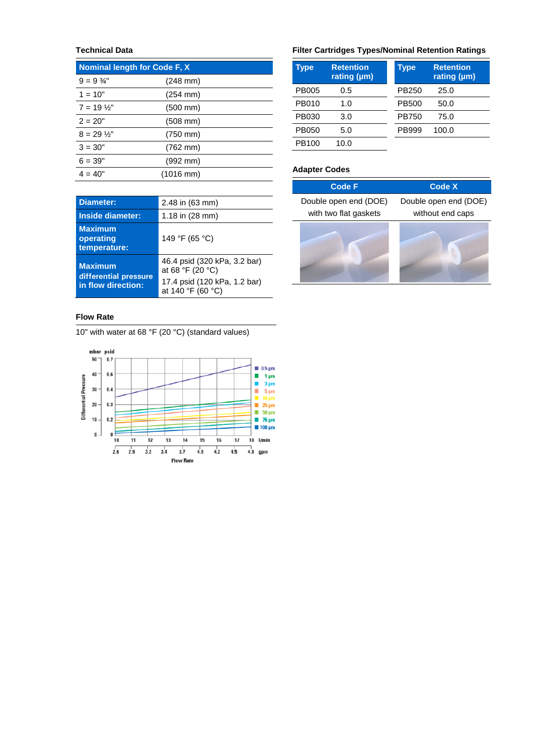## Technical Data

| Nominal length for Code F, X | |
|---|---|
| 9 = 9 ¾" | (248 mm) |
| 1 = 10" | (254 mm) |
| 7 = 19 ½" | (500 mm) |
| 2 = 20" | (508 mm) |
| 8 = 29 ½" | (750 mm) |
| 3 = 30" | (762 mm) |
| 6 = 39" | (992 mm) |
| 4 = 40" | (1016 mm) |

| | |
|---|---|
| **Diameter:** | 2.48 in (63 mm) |
| **Inside diameter:** | 1.18 in (28 mm) |
| **Maximum operating temperature:** | 149 °F (65 °C) |
| **Maximum differential pressure in flow direction:** | 46.4 psid (320 kPa, 3.2 bar) at 68 °F (20 °C)<br>17.4 psid (120 kPa, 1.2 bar) at 140 °F (60 °C) |

## Flow Rate

10" with water at 68 °F (20 °C) (standard values)

## Filter Cartridges Types/Nominal Retention Ratings

| Type | Retention rating (µm) | Type | Retention rating (µm) |
|---|---|---|---|
| PB005 | 0.5 | PB250 | 25.0 |
| PB010 | 1.0 | PB500 | 50.0 |
| PB030 | 3.0 | PB750 | 75.0 |
| PB050 | 5.0 | PB999 | 100.0 |
| PB100 | 10.0 | | |

## Adapter Codes

| Code F | Code X |
|---|---|
| Double open end (DOE) with two flat gaskets | Double open end (DOE) without end caps |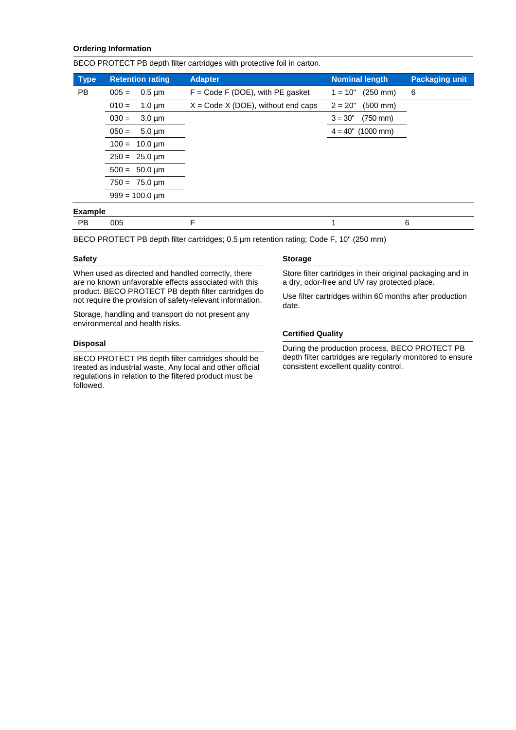**Ordering Information**

BECO PROTECT PB depth filter cartridges with protective foil in carton.

| Type | Retention rating | Adapter | Nominal length | Packaging unit |
|---|---|---|---|---|
| PB | 005 = 0.5 µm | F = Code F (DOE), with PE gasket | 1 = 10" (250 mm) | 6 |
| | 010 = 1.0 µm | X = Code X (DOE), without end caps | 2 = 20" (500 mm) | |
| | 030 = 3.0 µm | | 3 = 30" (750 mm) | |
| | 050 = 5.0 µm | | 4 = 40" (1000 mm) | |
| | 100 = 10.0 µm | | | |
| | 250 = 25.0 µm | | | |
| | 500 = 50.0 µm | | | |
| | 750 = 75.0 µm | | | |
| | 999 = 100.0 µm | | | |

**Example**

| | | | | |
|---|---|---|---|---|
| PB | 005 | F | 1 | 6 |

BECO PROTECT PB depth filter cartridges; 0.5 µm retention rating; Code F, 10" (250 mm)

### Safety

When used as directed and handled correctly, there are no known unfavorable effects associated with this product. BECO PROTECT PB depth filter cartridges do not require the provision of safety-relevant information.

Storage, handling and transport do not present any environmental and health risks.

### Disposal

BECO PROTECT PB depth filter cartridges should be treated as industrial waste. Any local and other official regulations in relation to the filtered product must be followed.

### Storage

Store filter cartridges in their original packaging and in a dry, odor-free and UV ray protected place.

Use filter cartridges within 60 months after production date.

### Certified Quality

During the production process, BECO PROTECT PB depth filter cartridges are regularly monitored to ensure consistent excellent quality control.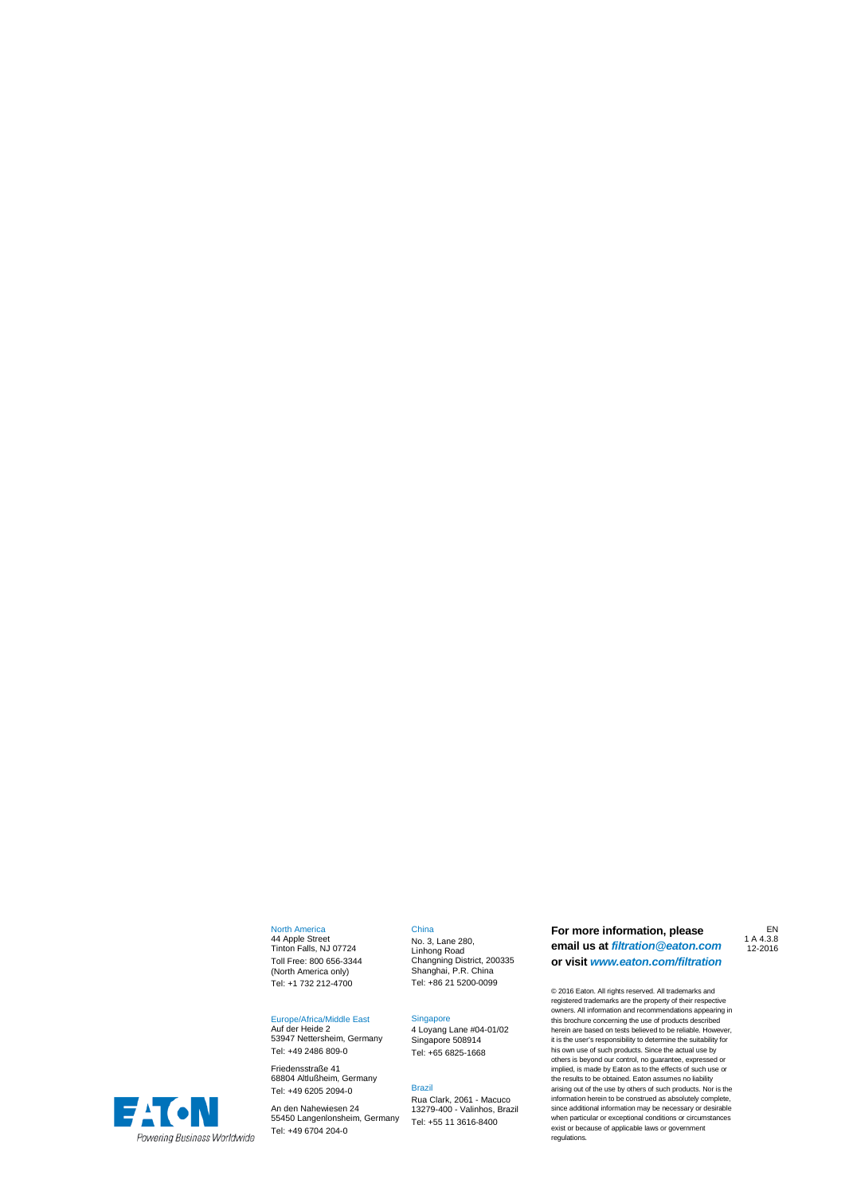North America
44 Apple Street
Tinton Falls, NJ 07724
Toll Free: 800 656-3344
(North America only)
Tel: +1 732 212-4700

Europe/Africa/Middle East
Auf der Heide 2
53947 Nettersheim, Germany
Tel: +49 2486 809-0

Friedensstraße 41
68804 Altlußheim, Germany
Tel: +49 6205 2094-0

An den Nahewiesen 24
55450 Langenlonsheim, Germany
Tel: +49 6704 204-0

China
No. 3, Lane 280,
Linhong Road
Changning District, 200335
Shanghai, P.R. China
Tel: +86 21 5200-0099

Singapore
4 Loyang Lane #04-01/02
Singapore 508914
Tel: +65 6825-1668

Brazil
Rua Clark, 2061 - Macuco
13279-400 - Valinhos, Brazil
Tel: +55 11 3616-8400

**For more information, please email us at *filtration@eaton.com* or visit *www.eaton.com/filtration***

EN
1 A 4.3.8
12-2016

© 2016 Eaton. All rights reserved. All trademarks and registered trademarks are the property of their respective owners. All information and recommendations appearing in this brochure concerning the use of products described herein are based on tests believed to be reliable. However, it is the user's responsibility to determine the suitability for his own use of such products. Since the actual use by others is beyond our control, no guarantee, expressed or implied, is made by Eaton as to the effects of such use or the results to be obtained. Eaton assumes no liability arising out of the use by others of such products. Nor is the information herein to be construed as absolutely complete, since additional information may be necessary or desirable when particular or exceptional conditions or circumstances exist or because of applicable laws or government regulations.

EATON
Powering Business Worldwide